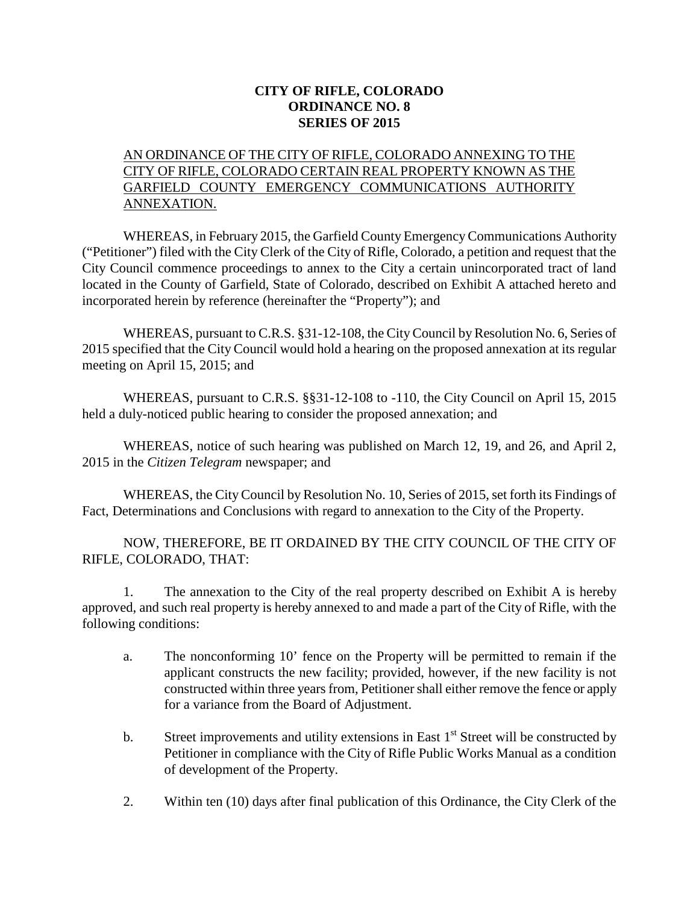**CITY OF RIFLE, COLORADO**
**ORDINANCE NO. 8**
**SERIES OF 2015**

AN ORDINANCE OF THE CITY OF RIFLE, COLORADO ANNEXING TO THE CITY OF RIFLE, COLORADO CERTAIN REAL PROPERTY KNOWN AS THE GARFIELD COUNTY EMERGENCY COMMUNICATIONS AUTHORITY ANNEXATION.

WHEREAS, in February 2015, the Garfield County Emergency Communications Authority ("Petitioner") filed with the City Clerk of the City of Rifle, Colorado, a petition and request that the City Council commence proceedings to annex to the City a certain unincorporated tract of land located in the County of Garfield, State of Colorado, described on Exhibit A attached hereto and incorporated herein by reference (hereinafter the "Property"); and

WHEREAS, pursuant to C.R.S. §31-12-108, the City Council by Resolution No. 6, Series of 2015 specified that the City Council would hold a hearing on the proposed annexation at its regular meeting on April 15, 2015; and

WHEREAS, pursuant to C.R.S. §§31-12-108 to -110, the City Council on April 15, 2015 held a duly-noticed public hearing to consider the proposed annexation; and

WHEREAS, notice of such hearing was published on March 12, 19, and 26, and April 2, 2015 in the *Citizen Telegram* newspaper; and

WHEREAS, the City Council by Resolution No. 10, Series of 2015, set forth its Findings of Fact, Determinations and Conclusions with regard to annexation to the City of the Property.

NOW, THEREFORE, BE IT ORDAINED BY THE CITY COUNCIL OF THE CITY OF RIFLE, COLORADO, THAT:

1. The annexation to the City of the real property described on Exhibit A is hereby approved, and such real property is hereby annexed to and made a part of the City of Rifle, with the following conditions:

   a. The nonconforming 10' fence on the Property will be permitted to remain if the applicant constructs the new facility; provided, however, if the new facility is not constructed within three years from, Petitioner shall either remove the fence or apply for a variance from the Board of Adjustment.

   b. Street improvements and utility extensions in East 1st Street will be constructed by Petitioner in compliance with the City of Rifle Public Works Manual as a condition of development of the Property.

2. Within ten (10) days after final publication of this Ordinance, the City Clerk of the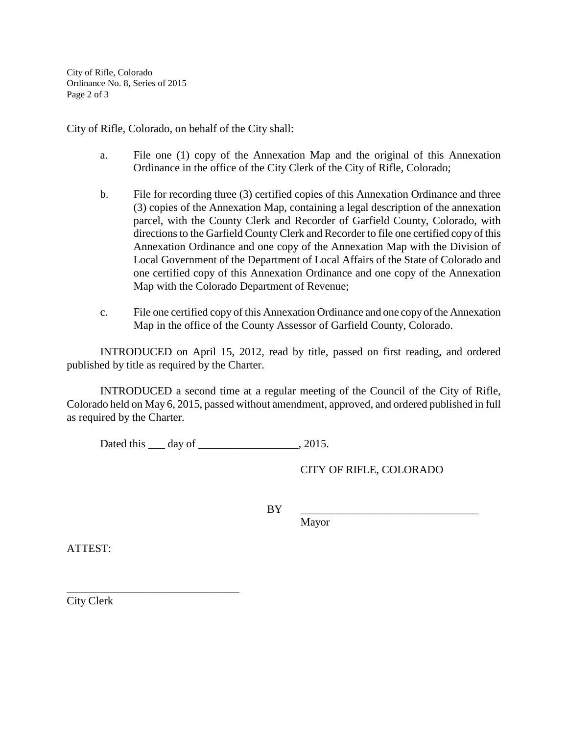City of Rifle, Colorado, on behalf of the City shall:

a. File one (1) copy of the Annexation Map and the original of this Annexation Ordinance in the office of the City Clerk of the City of Rifle, Colorado;

b. File for recording three (3) certified copies of this Annexation Ordinance and three (3) copies of the Annexation Map, containing a legal description of the annexation parcel, with the County Clerk and Recorder of Garfield County, Colorado, with directions to the Garfield County Clerk and Recorder to file one certified copy of this Annexation Ordinance and one copy of the Annexation Map with the Division of Local Government of the Department of Local Affairs of the State of Colorado and one certified copy of this Annexation Ordinance and one copy of the Annexation Map with the Colorado Department of Revenue;

c. File one certified copy of this Annexation Ordinance and one copy of the Annexation Map in the office of the County Assessor of Garfield County, Colorado.

INTRODUCED on April 15, 2012, read by title, passed on first reading, and ordered published by title as required by the Charter.

INTRODUCED a second time at a regular meeting of the Council of the City of Rifle, Colorado held on May 6, 2015, passed without amendment, approved, and ordered published in full as required by the Charter.

Dated this ___ day of __________________, 2015.

CITY OF RIFLE, COLORADO

BY ________________________________
Mayor

ATTEST:

________________________________
City Clerk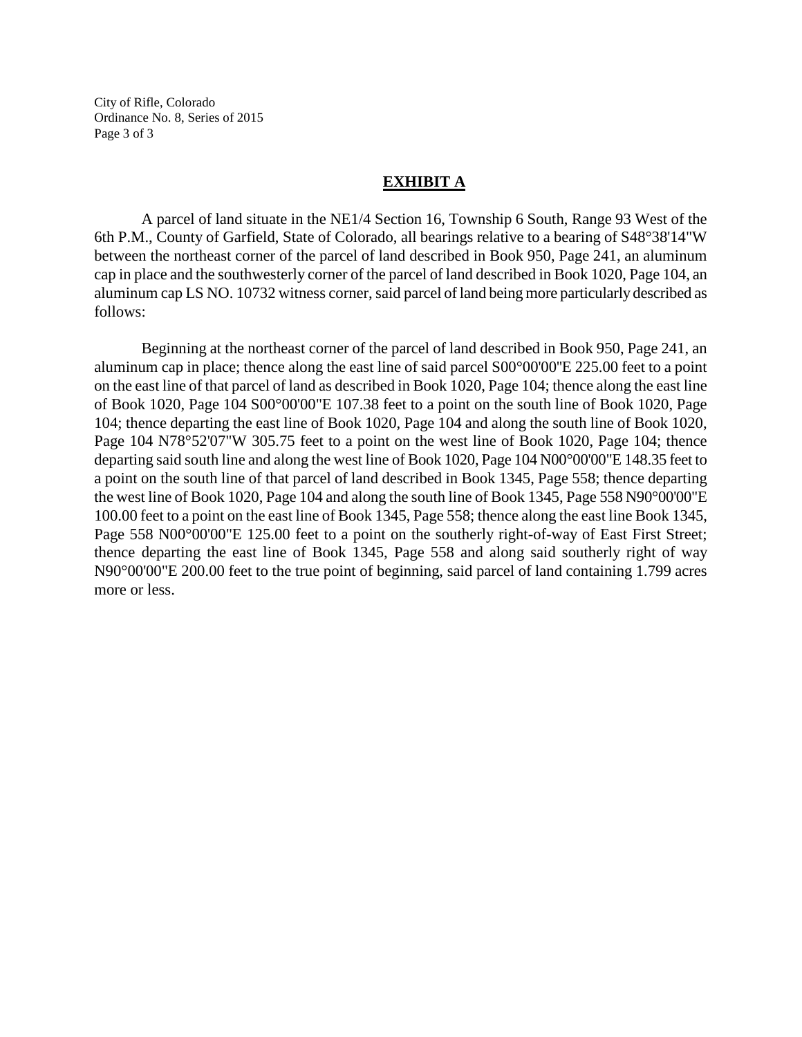## EXHIBIT A

A parcel of land situate in the NE1/4 Section 16, Township 6 South, Range 93 West of the 6th P.M., County of Garfield, State of Colorado, all bearings relative to a bearing of S48°38'14"W between the northeast corner of the parcel of land described in Book 950, Page 241, an aluminum cap in place and the southwesterly corner of the parcel of land described in Book 1020, Page 104, an aluminum cap LS NO. 10732 witness corner, said parcel of land being more particularly described as follows:

Beginning at the northeast corner of the parcel of land described in Book 950, Page 241, an aluminum cap in place; thence along the east line of said parcel S00°00'00"E 225.00 feet to a point on the east line of that parcel of land as described in Book 1020, Page 104; thence along the east line of Book 1020, Page 104 S00°00'00"E 107.38 feet to a point on the south line of Book 1020, Page 104; thence departing the east line of Book 1020, Page 104 and along the south line of Book 1020, Page 104 N78°52'07"W 305.75 feet to a point on the west line of Book 1020, Page 104; thence departing said south line and along the west line of Book 1020, Page 104 N00°00'00"E 148.35 feet to a point on the south line of that parcel of land described in Book 1345, Page 558; thence departing the west line of Book 1020, Page 104 and along the south line of Book 1345, Page 558 N90°00'00"E 100.00 feet to a point on the east line of Book 1345, Page 558; thence along the east line Book 1345, Page 558 N00°00'00"E 125.00 feet to a point on the southerly right-of-way of East First Street; thence departing the east line of Book 1345, Page 558 and along said southerly right of way N90°00'00"E 200.00 feet to the true point of beginning, said parcel of land containing 1.799 acres more or less.